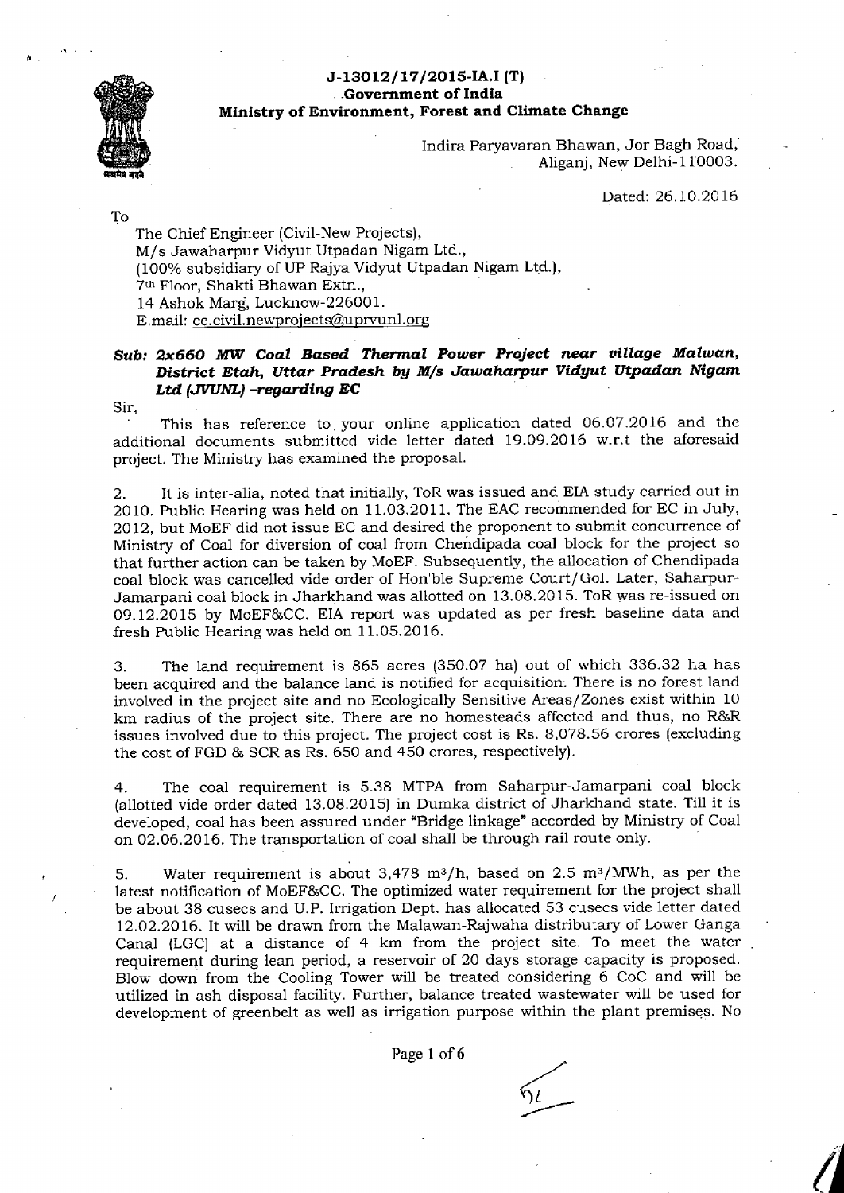**J-13012/17/2015-IA.I (T)**
**Government of India**
**Ministry of Environment, Forest and Climate Change**

Indira Paryavaran Bhawan, Jor Bagh Road,
Aliganj, New Delhi-110003.

Dated: 26.10.2016

To

The Chief Engineer (Civil-New Projects),
M/s Jawaharpur Vidyut Utpadan Nigam Ltd.,
(100% subsidiary of UP Rajya Vidyut Utpadan Nigam Ltd.),
7th Floor, Shakti Bhawan Extn.,
14 Ashok Marg, Lucknow-226001.
E.mail: ce.civil.newprojects@uprvunl.org

***Sub: 2x660 MW Coal Based Thermal Power Project near village Malwan, District Etah, Uttar Pradesh by M/s Jawaharpur Vidyut Utpadan Nigam Ltd (JVUNL) –regarding EC***

Sir,

This has reference to your online application dated 06.07.2016 and the additional documents submitted vide letter dated 19.09.2016 w.r.t the aforesaid project. The Ministry has examined the proposal.

2. It is inter-alia, noted that initially, ToR was issued and EIA study carried out in 2010. Public Hearing was held on 11.03.2011. The EAC recommended for EC in July, 2012, but MoEF did not issue EC and desired the proponent to submit concurrence of Ministry of Coal for diversion of coal from Chendipada coal block for the project so that further action can be taken by MoEF. Subsequently, the allocation of Chendipada coal block was cancelled vide order of Hon'ble Supreme Court/GoI. Later, Saharpur-Jamarpani coal block in Jharkhand was allotted on 13.08.2015. ToR was re-issued on 09.12.2015 by MoEF&CC. EIA report was updated as per fresh baseline data and fresh Public Hearing was held on 11.05.2016.

3. The land requirement is 865 acres (350.07 ha) out of which 336.32 ha has been acquired and the balance land is notified for acquisition. There is no forest land involved in the project site and no Ecologically Sensitive Areas/Zones exist within 10 km radius of the project site. There are no homesteads affected and thus, no R&R issues involved due to this project. The project cost is Rs. 8,078.56 crores (excluding the cost of FGD & SCR as Rs. 650 and 450 crores, respectively).

4. The coal requirement is 5.38 MTPA from Saharpur-Jamarpani coal block (allotted vide order dated 13.08.2015) in Dumka district of Jharkhand state. Till it is developed, coal has been assured under "Bridge linkage" accorded by Ministry of Coal on 02.06.2016. The transportation of coal shall be through rail route only.

5. Water requirement is about 3,478 $m^3/h$, based on 2.5 $m^3/MWh$, as per the latest notification of MoEF&CC. The optimized water requirement for the project shall be about 38 cusecs and U.P. Irrigation Dept. has allocated 53 cusecs vide letter dated 12.02.2016. It will be drawn from the Malawan-Rajwaha distributary of Lower Ganga Canal (LGC) at a distance of 4 km from the project site. To meet the water requirement during lean period, a reservoir of 20 days storage capacity is proposed. Blow down from the Cooling Tower will be treated considering 6 CoC and will be utilized in ash disposal facility. Further, balance treated wastewater will be used for development of greenbelt as well as irrigation purpose within the plant premises. No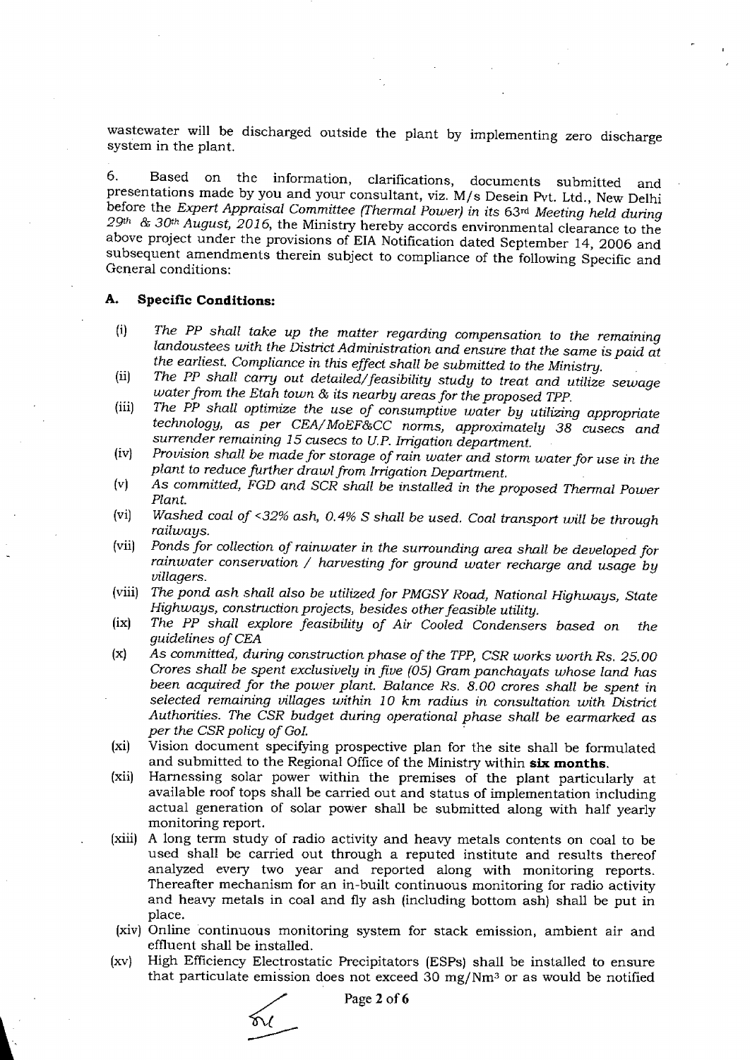wastewater will be discharged outside the plant by implementing zero discharge system in the plant.

6. Based on the information, clarifications, documents submitted and presentations made by you and your consultant, viz. M/s Desein Pvt. Ltd., New Delhi before the *Expert Appraisal Committee (Thermal Power)* in its 63rd *Meeting held during 29th & 30th August, 2016*, the Ministry hereby accords environmental clearance to the above project under the provisions of EIA Notification dated September 14, 2006 and subsequent amendments therein subject to compliance of the following Specific and General conditions:

## A. Specific Conditions:

(i) *The PP shall take up the matter regarding compensation to the remaining landoustees with the District Administration and ensure that the same is paid at the earliest. Compliance in this effect shall be submitted to the Ministry.*

(ii) *The PP shall carry out detailed/feasibility study to treat and utilize sewage water from the Etah town & its nearby areas for the proposed TPP.*

(iii) *The PP shall optimize the use of consumptive water by utilizing appropriate technology, as per CEA/MoEF&CC norms, approximately 38 cusecs and surrender remaining 15 cusecs to U.P. Irrigation department.*

(iv) *Provision shall be made for storage of rain water and storm water for use in the plant to reduce further drawl from Irrigation Department.*

(v) *As committed, FGD and SCR shall be installed in the proposed Thermal Power Plant.*

(vi) *Washed coal of <32% ash, 0.4% S shall be used. Coal transport will be through railways.*

(vii) *Ponds for collection of rainwater in the surrounding area shall be developed for rainwater conservation / harvesting for ground water recharge and usage by villagers.*

(viii) *The pond ash shall also be utilized for PMGSY Road, National Highways, State Highways, construction projects, besides other feasible utility.*

(ix) *The PP shall explore feasibility of Air Cooled Condensers based on the guidelines of CEA*

(x) *As committed, during construction phase of the TPP, CSR works worth Rs. 25.00 Crores shall be spent exclusively in five (05) Gram panchayats whose land has been acquired for the power plant. Balance Rs. 8.00 crores shall be spent in selected remaining villages within 10 km radius in consultation with District Authorities. The CSR budget during operational phase shall be earmarked as per the CSR policy of GoI.*

(xi) Vision document specifying prospective plan for the site shall be formulated and submitted to the Regional Office of the Ministry within **six months.**

(xii) Harnessing solar power within the premises of the plant particularly at available roof tops shall be carried out and status of implementation including actual generation of solar power shall be submitted along with half yearly monitoring report.

(xiii) A long term study of radio activity and heavy metals contents on coal to be used shall be carried out through a reputed institute and results thereof analyzed every two year and reported along with monitoring reports. Thereafter mechanism for an in-built continuous monitoring for radio activity and heavy metals in coal and fly ash (including bottom ash) shall be put in place.

(xiv) Online continuous monitoring system for stack emission, ambient air and effluent shall be installed.

(xv) High Efficiency Electrostatic Precipitators (ESPs) shall be installed to ensure that particulate emission does not exceed 30 mg/Nm$^3$ or as would be notified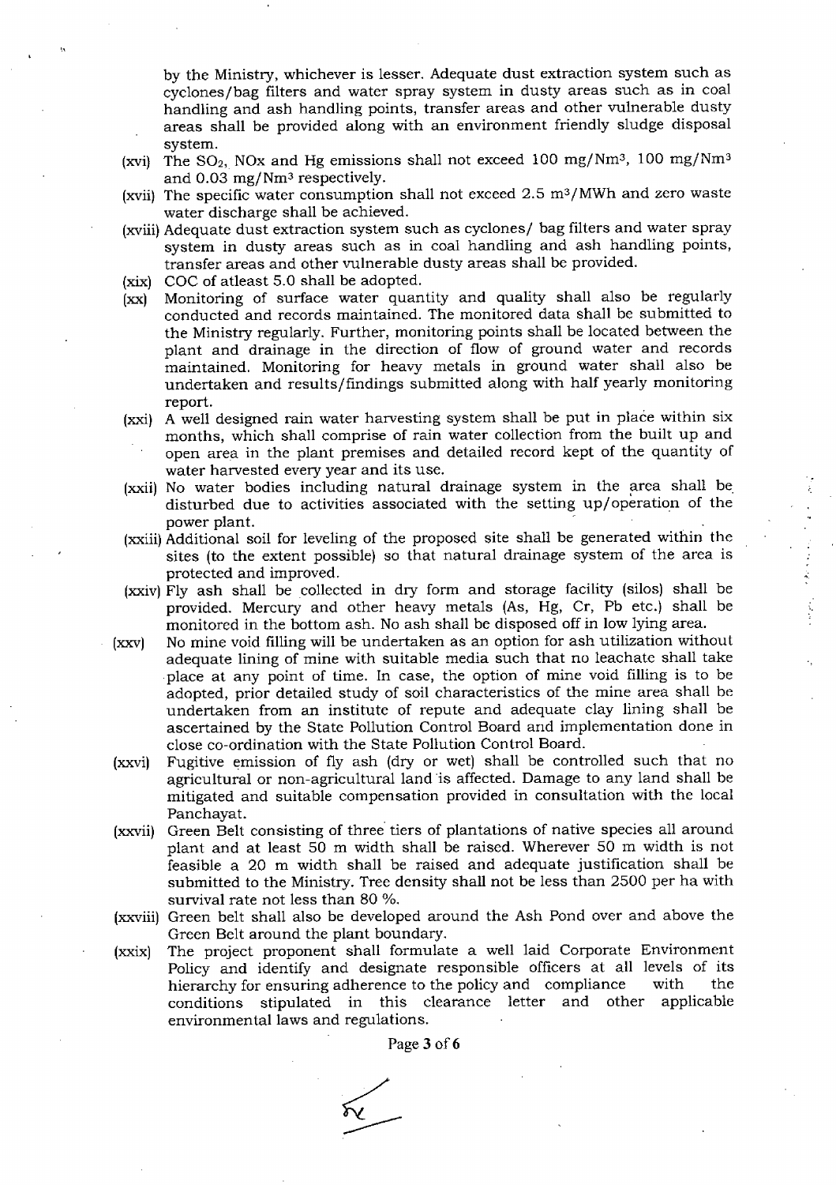by the Ministry, whichever is lesser. Adequate dust extraction system such as cyclones/bag filters and water spray system in dusty areas such as in coal handling and ash handling points, transfer areas and other vulnerable dusty areas shall be provided along with an environment friendly sludge disposal system.

(xvi) The $SO_2$, NOx and Hg emissions shall not exceed 100 mg/$Nm^3$, 100 mg/$Nm^3$ and 0.03 mg/$Nm^3$ respectively.

(xvii) The specific water consumption shall not exceed 2.5 $m^3$/MWh and zero waste water discharge shall be achieved.

(xviii) Adequate dust extraction system such as cyclones/ bag filters and water spray system in dusty areas such as in coal handling and ash handling points, transfer areas and other vulnerable dusty areas shall be provided.

(xix) COC of atleast 5.0 shall be adopted.

(xx) Monitoring of surface water quantity and quality shall also be regularly conducted and records maintained. The monitored data shall be submitted to the Ministry regularly. Further, monitoring points shall be located between the plant and drainage in the direction of flow of ground water and records maintained. Monitoring for heavy metals in ground water shall also be undertaken and results/findings submitted along with half yearly monitoring report.

(xxi) A well designed rain water harvesting system shall be put in place within six months, which shall comprise of rain water collection from the built up and open area in the plant premises and detailed record kept of the quantity of water harvested every year and its use.

(xxii) No water bodies including natural drainage system in the area shall be disturbed due to activities associated with the setting up/operation of the power plant.

(xxiii) Additional soil for leveling of the proposed site shall be generated within the sites (to the extent possible) so that natural drainage system of the area is protected and improved.

(xxiv) Fly ash shall be collected in dry form and storage facility (silos) shall be provided. Mercury and other heavy metals (As, Hg, Cr, Pb etc.) shall be monitored in the bottom ash. No ash shall be disposed off in low lying area.

(xxv) No mine void filling will be undertaken as an option for ash utilization without adequate lining of mine with suitable media such that no leachate shall take place at any point of time. In case, the option of mine void filling is to be adopted, prior detailed study of soil characteristics of the mine area shall be undertaken from an institute of repute and adequate clay lining shall be ascertained by the State Pollution Control Board and implementation done in close co-ordination with the State Pollution Control Board.

(xxvi) Fugitive emission of fly ash (dry or wet) shall be controlled such that no agricultural or non-agricultural land is affected. Damage to any land shall be mitigated and suitable compensation provided in consultation with the local Panchayat.

(xxvii) Green Belt consisting of three tiers of plantations of native species all around plant and at least 50 m width shall be raised. Wherever 50 m width is not feasible a 20 m width shall be raised and adequate justification shall be submitted to the Ministry. Tree density shall not be less than 2500 per ha with survival rate not less than 80 %.

(xxviii) Green belt shall also be developed around the Ash Pond over and above the Green Belt around the plant boundary.

(xxix) The project proponent shall formulate a well laid Corporate Environment Policy and identify and designate responsible officers at all levels of its hierarchy for ensuring adherence to the policy and compliance with the conditions stipulated in this clearance letter and other applicable environmental laws and regulations.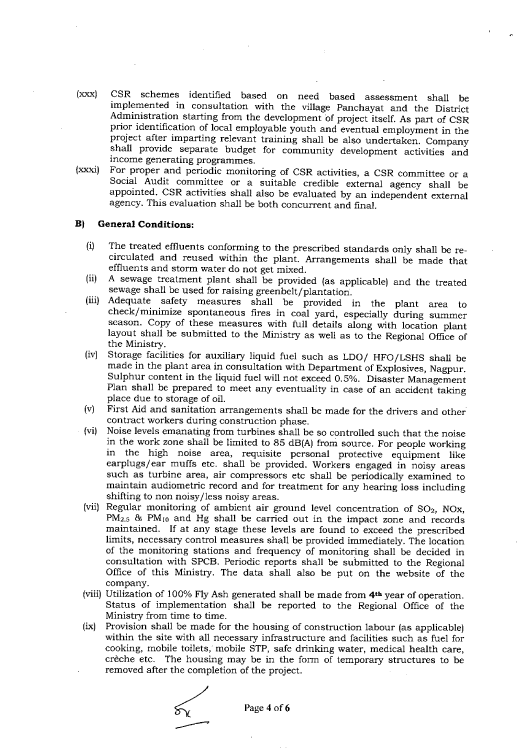(xxx) CSR schemes identified based on need based assessment shall be implemented in consultation with the village Panchayat and the District Administration starting from the development of project itself. As part of CSR prior identification of local employable youth and eventual employment in the project after imparting relevant training shall be also undertaken. Company shall provide separate budget for community development activities and income generating programmes.

(xxxi) For proper and periodic monitoring of CSR activities, a CSR committee or a Social Audit committee or a suitable credible external agency shall be appointed. CSR activities shall also be evaluated by an independent external agency. This evaluation shall be both concurrent and final.

### B) General Conditions:

(i) The treated effluents conforming to the prescribed standards only shall be re-circulated and reused within the plant. Arrangements shall be made that effluents and storm water do not get mixed.

(ii) A sewage treatment plant shall be provided (as applicable) and the treated sewage shall be used for raising greenbelt/plantation.

(iii) Adequate safety measures shall be provided in the plant area to check/minimize spontaneous fires in coal yard, especially during summer season. Copy of these measures with full details along with location plant layout shall be submitted to the Ministry as well as to the Regional Office of the Ministry.

(iv) Storage facilities for auxiliary liquid fuel such as LDO/ HFO/LSHS shall be made in the plant area in consultation with Department of Explosives, Nagpur. Sulphur content in the liquid fuel will not exceed 0.5%. Disaster Management Plan shall be prepared to meet any eventuality in case of an accident taking place due to storage of oil.

(v) First Aid and sanitation arrangements shall be made for the drivers and other contract workers during construction phase.

(vi) Noise levels emanating from turbines shall be so controlled such that the noise in the work zone shall be limited to 85 dB(A) from source. For people working in the high noise area, requisite personal protective equipment like earplugs/ear muffs etc. shall be provided. Workers engaged in noisy areas such as turbine area, air compressors etc shall be periodically examined to maintain audiometric record and for treatment for any hearing loss including shifting to non noisy/less noisy areas.

(vii) Regular monitoring of ambient air ground level concentration of $SO_2$, NOx, $PM_{2.5}$ & $PM_{10}$ and Hg shall be carried out in the impact zone and records maintained. If at any stage these levels are found to exceed the prescribed limits, necessary control measures shall be provided immediately. The location of the monitoring stations and frequency of monitoring shall be decided in consultation with SPCB. Periodic reports shall be submitted to the Regional Office of this Ministry. The data shall also be put on the website of the company.

(viii) Utilization of 100% Fly Ash generated shall be made from **4th** year of operation. Status of implementation shall be reported to the Regional Office of the Ministry from time to time.

(ix) Provision shall be made for the housing of construction labour (as applicable) within the site with all necessary infrastructure and facilities such as fuel for cooking, mobile toilets, mobile STP, safe drinking water, medical health care, crèche etc. The housing may be in the form of temporary structures to be removed after the completion of the project.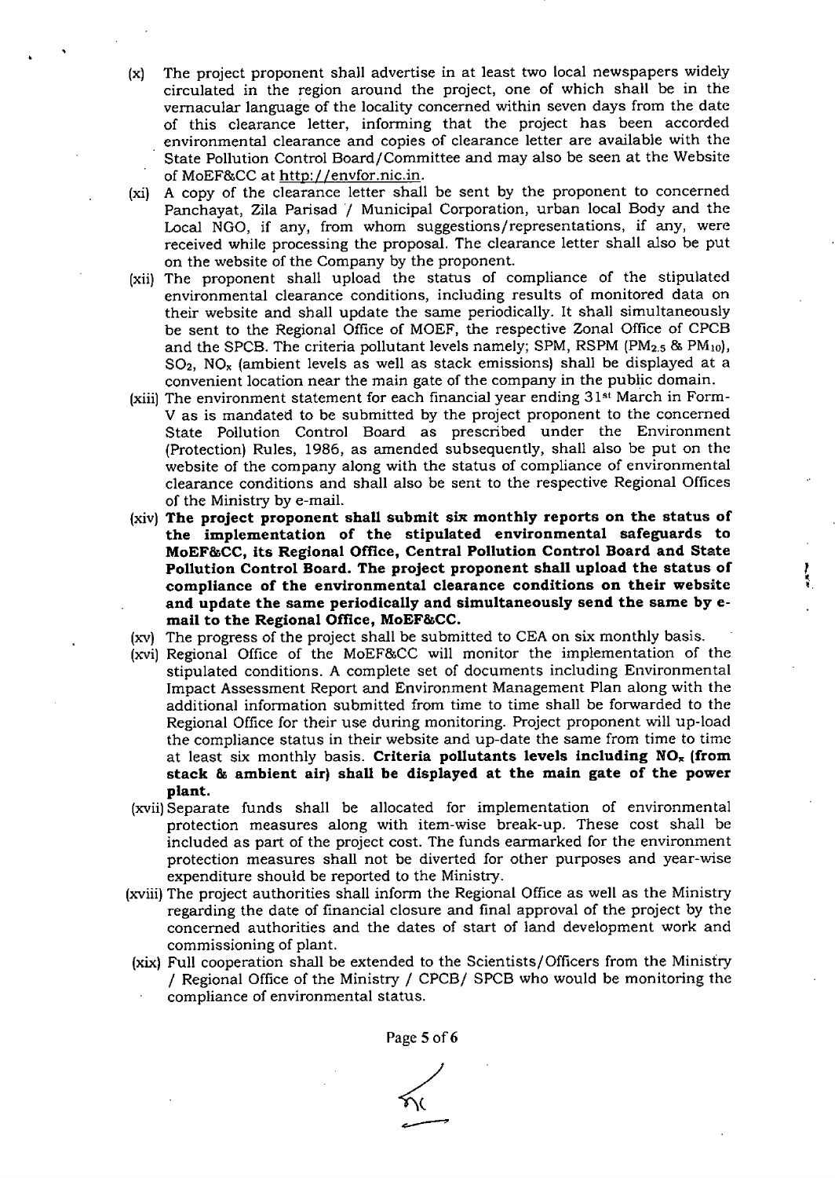(x) The project proponent shall advertise in at least two local newspapers widely circulated in the region around the project, one of which shall be in the vernacular language of the locality concerned within seven days from the date of this clearance letter, informing that the project has been accorded environmental clearance and copies of clearance letter are available with the State Pollution Control Board/Committee and may also be seen at the Website of MoEF&CC at http://envfor.nic.in.

(xi) A copy of the clearance letter shall be sent by the proponent to concerned Panchayat, Zila Parisad / Municipal Corporation, urban local Body and the Local NGO, if any, from whom suggestions/representations, if any, were received while processing the proposal. The clearance letter shall also be put on the website of the Company by the proponent.

(xii) The proponent shall upload the status of compliance of the stipulated environmental clearance conditions, including results of monitored data on their website and shall update the same periodically. It shall simultaneously be sent to the Regional Office of MOEF, the respective Zonal Office of CPCB and the SPCB. The criteria pollutant levels namely; SPM, RSPM ($PM_{2.5}$ & $PM_{10}$), $SO_2$, $NO_x$ (ambient levels as well as stack emissions) shall be displayed at a convenient location near the main gate of the company in the public domain.

(xiii) The environment statement for each financial year ending 31st March in Form-V as is mandated to be submitted by the project proponent to the concerned State Pollution Control Board as prescribed under the Environment (Protection) Rules, 1986, as amended subsequently, shall also be put on the website of the company along with the status of compliance of environmental clearance conditions and shall also be sent to the respective Regional Offices of the Ministry by e-mail.

(xiv) **The project proponent shall submit six monthly reports on the status of the implementation of the stipulated environmental safeguards to MoEF&CC, its Regional Office, Central Pollution Control Board and State Pollution Control Board. The project proponent shall upload the status of compliance of the environmental clearance conditions on their website and update the same periodically and simultaneously send the same by e-mail to the Regional Office, MoEF&CC.**

(xv) The progress of the project shall be submitted to CEA on six monthly basis.

(xvi) Regional Office of the MoEF&CC will monitor the implementation of the stipulated conditions. A complete set of documents including Environmental Impact Assessment Report and Environment Management Plan along with the additional information submitted from time to time shall be forwarded to the Regional Office for their use during monitoring. Project proponent will up-load the compliance status in their website and up-date the same from time to time at least six monthly basis. **Criteria pollutants levels including $NO_x$ (from stack & ambient air) shall be displayed at the main gate of the power plant.**

(xvii) Separate funds shall be allocated for implementation of environmental protection measures along with item-wise break-up. These cost shall be included as part of the project cost. The funds earmarked for the environment protection measures shall not be diverted for other purposes and year-wise expenditure should be reported to the Ministry.

(xviii) The project authorities shall inform the Regional Office as well as the Ministry regarding the date of financial closure and final approval of the project by the concerned authorities and the dates of start of land development work and commissioning of plant.

(xix) Full cooperation shall be extended to the Scientists/Officers from the Ministry / Regional Office of the Ministry / CPCB/ SPCB who would be monitoring the compliance of environmental status.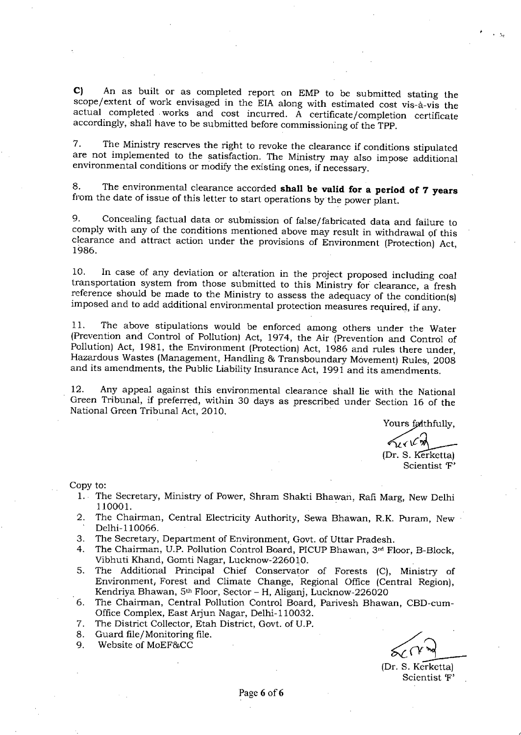C) An as built or as completed report on EMP to be submitted stating the scope/extent of work envisaged in the EIA along with estimated cost vis-à-vis the actual completed works and cost incurred. A certificate/completion certificate accordingly, shall have to be submitted before commissioning of the TPP.

7. The Ministry reserves the right to revoke the clearance if conditions stipulated are not implemented to the satisfaction. The Ministry may also impose additional environmental conditions or modify the existing ones, if necessary.

8. The environmental clearance accorded **shall be valid for a period of 7 years** from the date of issue of this letter to start operations by the power plant.

9. Concealing factual data or submission of false/fabricated data and failure to comply with any of the conditions mentioned above may result in withdrawal of this clearance and attract action under the provisions of Environment (Protection) Act, 1986.

10. In case of any deviation or alteration in the project proposed including coal transportation system from those submitted to this Ministry for clearance, a fresh reference should be made to the Ministry to assess the adequacy of the condition(s) imposed and to add additional environmental protection measures required, if any.

11. The above stipulations would be enforced among others under the Water (Prevention and Control of Pollution) Act, 1974, the Air (Prevention and Control of Pollution) Act, 1981, the Environment (Protection) Act, 1986 and rules there under, Hazardous Wastes (Management, Handling & Transboundary Movement) Rules, 2008 and its amendments, the Public Liability Insurance Act, 1991 and its amendments.

12. Any appeal against this environmental clearance shall lie with the National Green Tribunal, if preferred, within 30 days as prescribed under Section 16 of the National Green Tribunal Act, 2010.

Yours faithfully,

(Dr. S. Kerketta)
Scientist 'F'

Copy to:

1. The Secretary, Ministry of Power, Shram Shakti Bhawan, Rafi Marg, New Delhi 110001.
2. The Chairman, Central Electricity Authority, Sewa Bhawan, R.K. Puram, New Delhi-110066.
3. The Secretary, Department of Environment, Govt. of Uttar Pradesh.
4. The Chairman, U.P. Pollution Control Board, PICUP Bhawan, 3rd Floor, B-Block, Vibhuti Khand, Gomti Nagar, Lucknow-226010.
5. The Additional Principal Chief Conservator of Forests (C), Ministry of Environment, Forest and Climate Change, Regional Office (Central Region), Kendriya Bhawan, 5th Floor, Sector – H, Aliganj, Lucknow-226020
6. The Chairman, Central Pollution Control Board, Parivesh Bhawan, CBD-cum-Office Complex, East Arjun Nagar, Delhi-110032.
7. The District Collector, Etah District, Govt. of U.P.
8. Guard file/Monitoring file.
9. Website of MoEF&CC

(Dr. S. Kerketta)
Scientist 'F'